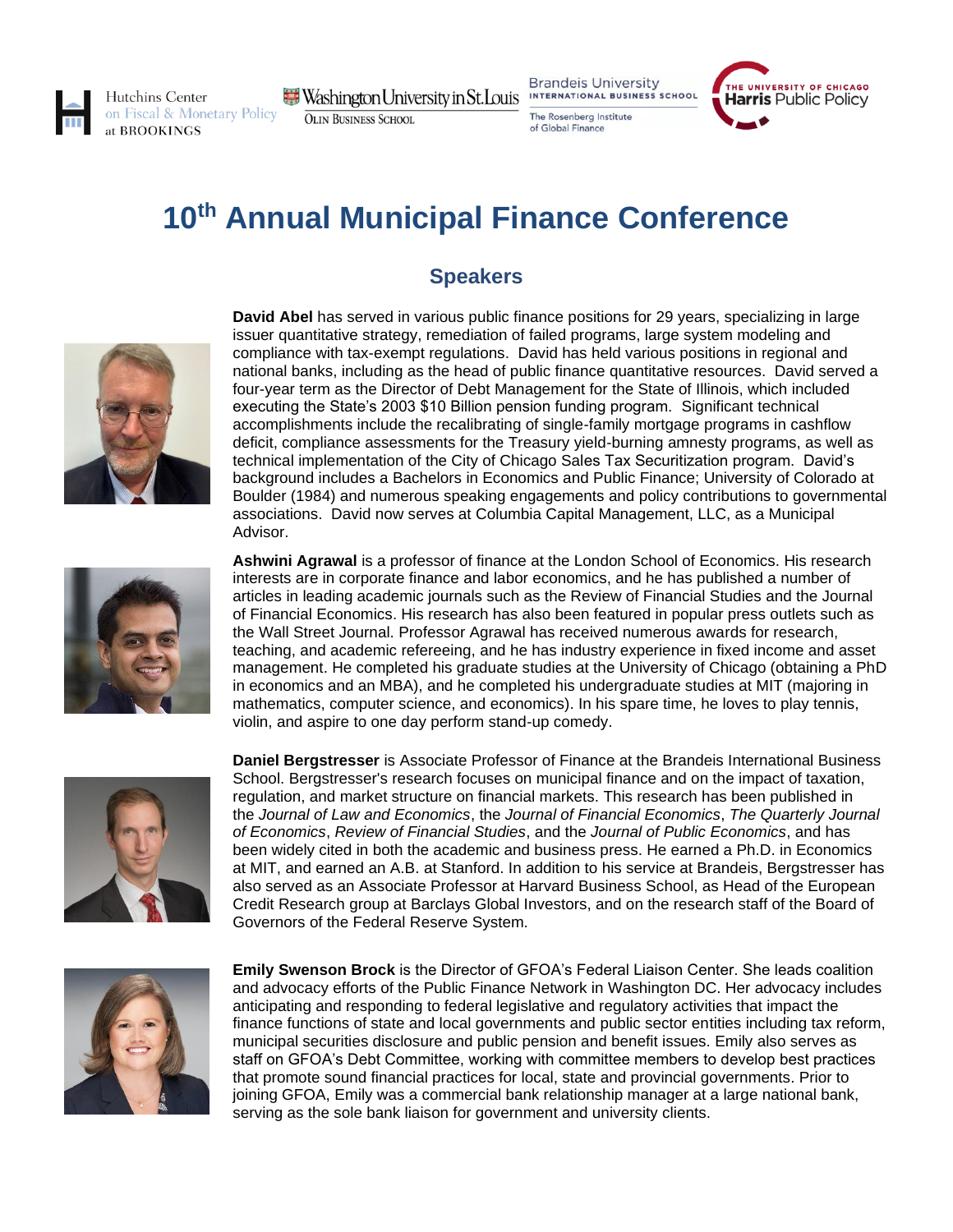# 10th Annual Municipal Finance Conference

## Speakers

**David Abel** has served in various public finance positions for 29 years, specializing in large issuer quantitative strategy, remediation of failed programs, large system modeling and compliance with tax-exempt regulations. David has held various positions in regional and national banks, including as the head of public finance quantitative resources. David served a four-year term as the Director of Debt Management for the State of Illinois, which included executing the State's 2003 $10 Billion pension funding program. Significant technical accomplishments include the recalibrating of single-family mortgage programs in cashflow deficit, compliance assessments for the Treasury yield-burning amnesty programs, as well as technical implementation of the City of Chicago Sales Tax Securitization program. David's background includes a Bachelors in Economics and Public Finance; University of Colorado at Boulder (1984) and numerous speaking engagements and policy contributions to governmental associations. David now serves at Columbia Capital Management, LLC, as a Municipal Advisor.

**Ashwini Agrawal** is a professor of finance at the London School of Economics. His research interests are in corporate finance and labor economics, and he has published a number of articles in leading academic journals such as the Review of Financial Studies and the Journal of Financial Economics. His research has also been featured in popular press outlets such as the Wall Street Journal. Professor Agrawal has received numerous awards for research, teaching, and academic refereeing, and he has industry experience in fixed income and asset management. He completed his graduate studies at the University of Chicago (obtaining a PhD in economics and an MBA), and he completed his undergraduate studies at MIT (majoring in mathematics, computer science, and economics). In his spare time, he loves to play tennis, violin, and aspire to one day perform stand-up comedy.

**Daniel Bergstresser** is Associate Professor of Finance at the Brandeis International Business School. Bergstresser's research focuses on municipal finance and on the impact of taxation, regulation, and market structure on financial markets. This research has been published in the *Journal of Law and Economics*, the *Journal of Financial Economics*, *The Quarterly Journal of Economics*, *Review of Financial Studies*, and the *Journal of Public Economics*, and has been widely cited in both the academic and business press. He earned a Ph.D. in Economics at MIT, and earned an A.B. at Stanford. In addition to his service at Brandeis, Bergstresser has also served as an Associate Professor at Harvard Business School, as Head of the European Credit Research group at Barclays Global Investors, and on the research staff of the Board of Governors of the Federal Reserve System.

**Emily Swenson Brock** is the Director of GFOA's Federal Liaison Center. She leads coalition and advocacy efforts of the Public Finance Network in Washington DC. Her advocacy includes anticipating and responding to federal legislative and regulatory activities that impact the finance functions of state and local governments and public sector entities including tax reform, municipal securities disclosure and public pension and benefit issues. Emily also serves as staff on GFOA's Debt Committee, working with committee members to develop best practices that promote sound financial practices for local, state and provincial governments. Prior to joining GFOA, Emily was a commercial bank relationship manager at a large national bank, serving as the sole bank liaison for government and university clients.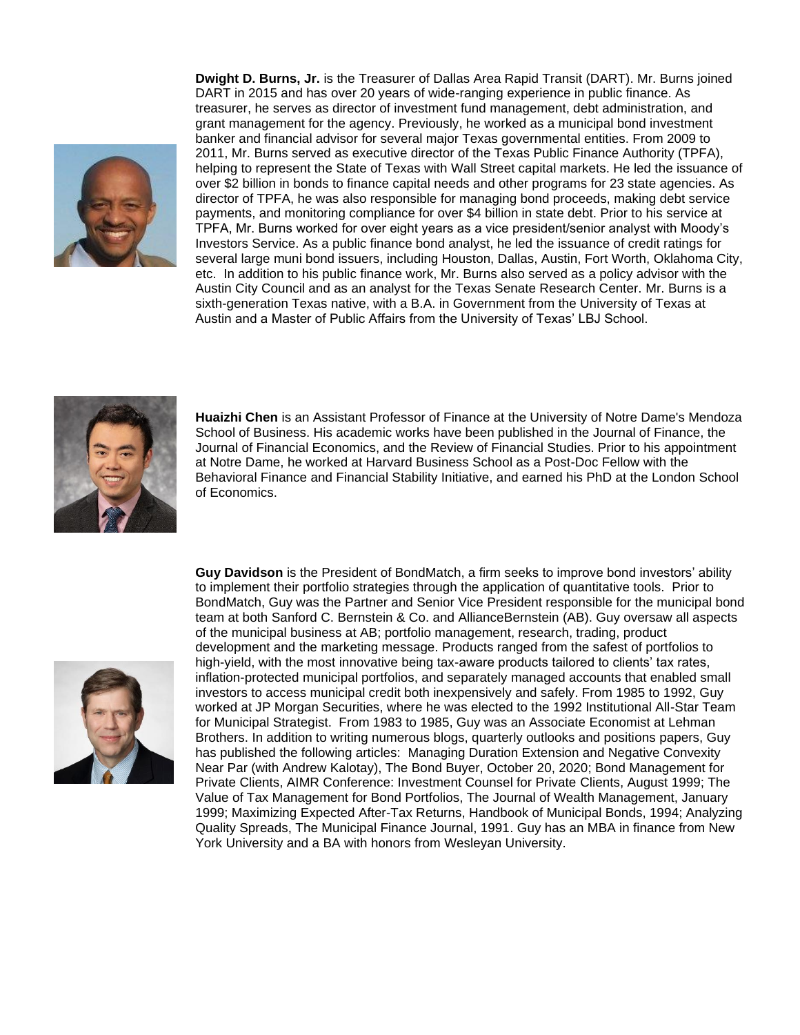**Dwight D. Burns, Jr.** is the Treasurer of Dallas Area Rapid Transit (DART). Mr. Burns joined DART in 2015 and has over 20 years of wide-ranging experience in public finance. As treasurer, he serves as director of investment fund management, debt administration, and grant management for the agency. Previously, he worked as a municipal bond investment banker and financial advisor for several major Texas governmental entities. From 2009 to 2011, Mr. Burns served as executive director of the Texas Public Finance Authority (TPFA), helping to represent the State of Texas with Wall Street capital markets. He led the issuance of over $2 billion in bonds to finance capital needs and other programs for 23 state agencies. As director of TPFA, he was also responsible for managing bond proceeds, making debt service payments, and monitoring compliance for over $4 billion in state debt. Prior to his service at TPFA, Mr. Burns worked for over eight years as a vice president/senior analyst with Moody's Investors Service. As a public finance bond analyst, he led the issuance of credit ratings for several large muni bond issuers, including Houston, Dallas, Austin, Fort Worth, Oklahoma City, etc. In addition to his public finance work, Mr. Burns also served as a policy advisor with the Austin City Council and as an analyst for the Texas Senate Research Center. Mr. Burns is a sixth-generation Texas native, with a B.A. in Government from the University of Texas at Austin and a Master of Public Affairs from the University of Texas' LBJ School.

**Huaizhi Chen** is an Assistant Professor of Finance at the University of Notre Dame's Mendoza School of Business. His academic works have been published in the Journal of Finance, the Journal of Financial Economics, and the Review of Financial Studies. Prior to his appointment at Notre Dame, he worked at Harvard Business School as a Post-Doc Fellow with the Behavioral Finance and Financial Stability Initiative, and earned his PhD at the London School of Economics.

**Guy Davidson** is the President of BondMatch, a firm seeks to improve bond investors' ability to implement their portfolio strategies through the application of quantitative tools. Prior to BondMatch, Guy was the Partner and Senior Vice President responsible for the municipal bond team at both Sanford C. Bernstein & Co. and AllianceBernstein (AB). Guy oversaw all aspects of the municipal business at AB; portfolio management, research, trading, product development and the marketing message. Products ranged from the safest of portfolios to high-yield, with the most innovative being tax-aware products tailored to clients' tax rates, inflation-protected municipal portfolios, and separately managed accounts that enabled small investors to access municipal credit both inexpensively and safely. From 1985 to 1992, Guy worked at JP Morgan Securities, where he was elected to the 1992 Institutional All-Star Team for Municipal Strategist. From 1983 to 1985, Guy was an Associate Economist at Lehman Brothers. In addition to writing numerous blogs, quarterly outlooks and positions papers, Guy has published the following articles: Managing Duration Extension and Negative Convexity Near Par (with Andrew Kalotay), The Bond Buyer, October 20, 2020; Bond Management for Private Clients, AIMR Conference: Investment Counsel for Private Clients, August 1999; The Value of Tax Management for Bond Portfolios, The Journal of Wealth Management, January 1999; Maximizing Expected After-Tax Returns, Handbook of Municipal Bonds, 1994; Analyzing Quality Spreads, The Municipal Finance Journal, 1991. Guy has an MBA in finance from New York University and a BA with honors from Wesleyan University.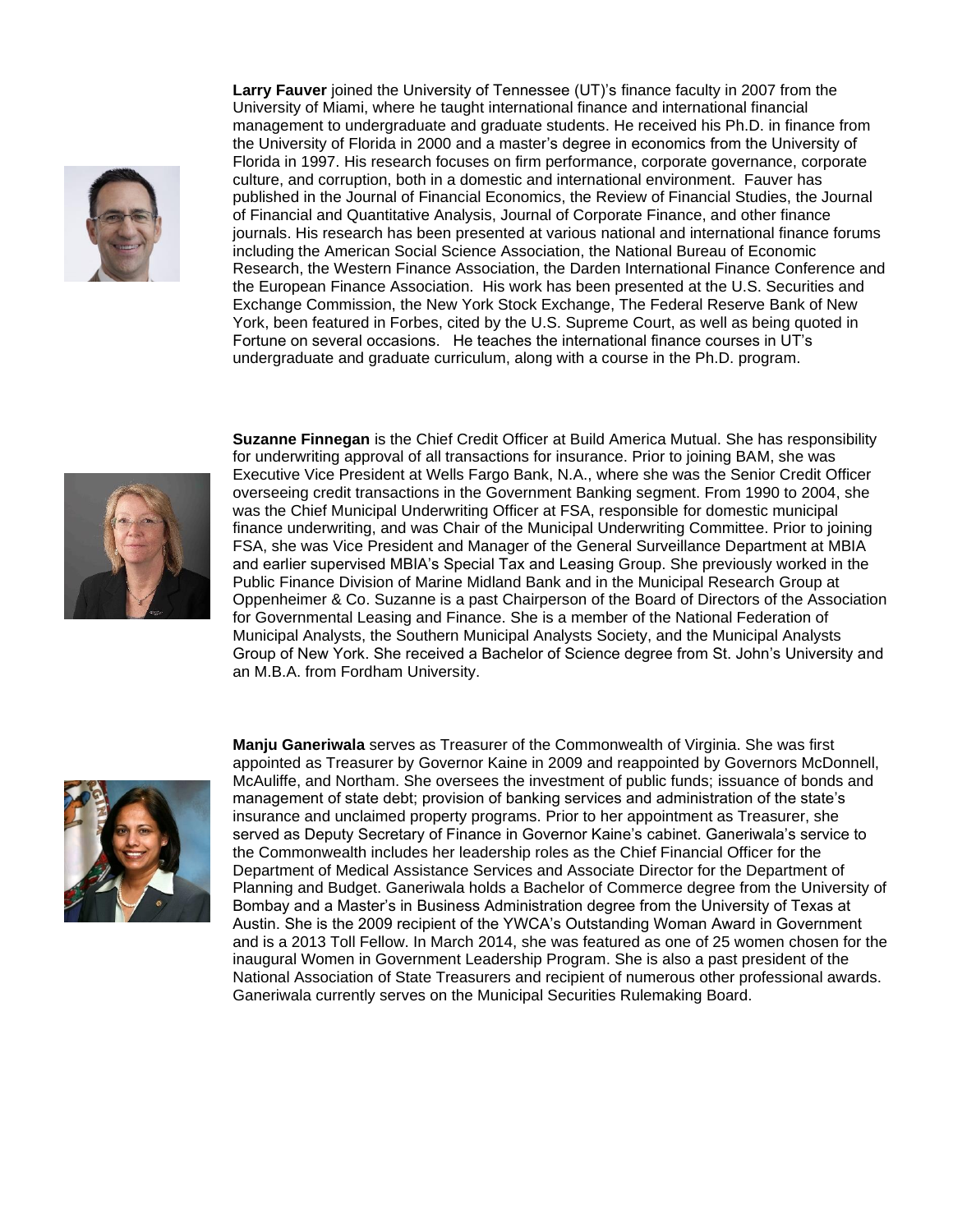**Larry Fauver** joined the University of Tennessee (UT)'s finance faculty in 2007 from the University of Miami, where he taught international finance and international financial management to undergraduate and graduate students. He received his Ph.D. in finance from the University of Florida in 2000 and a master's degree in economics from the University of Florida in 1997. His research focuses on firm performance, corporate governance, corporate culture, and corruption, both in a domestic and international environment. Fauver has published in the Journal of Financial Economics, the Review of Financial Studies, the Journal of Financial and Quantitative Analysis, Journal of Corporate Finance, and other finance journals. His research has been presented at various national and international finance forums including the American Social Science Association, the National Bureau of Economic Research, the Western Finance Association, the Darden International Finance Conference and the European Finance Association. His work has been presented at the U.S. Securities and Exchange Commission, the New York Stock Exchange, The Federal Reserve Bank of New York, been featured in Forbes, cited by the U.S. Supreme Court, as well as being quoted in Fortune on several occasions. He teaches the international finance courses in UT's undergraduate and graduate curriculum, along with a course in the Ph.D. program.

**Suzanne Finnegan** is the Chief Credit Officer at Build America Mutual. She has responsibility for underwriting approval of all transactions for insurance. Prior to joining BAM, she was Executive Vice President at Wells Fargo Bank, N.A., where she was the Senior Credit Officer overseeing credit transactions in the Government Banking segment. From 1990 to 2004, she was the Chief Municipal Underwriting Officer at FSA, responsible for domestic municipal finance underwriting, and was Chair of the Municipal Underwriting Committee. Prior to joining FSA, she was Vice President and Manager of the General Surveillance Department at MBIA and earlier supervised MBIA's Special Tax and Leasing Group. She previously worked in the Public Finance Division of Marine Midland Bank and in the Municipal Research Group at Oppenheimer & Co. Suzanne is a past Chairperson of the Board of Directors of the Association for Governmental Leasing and Finance. She is a member of the National Federation of Municipal Analysts, the Southern Municipal Analysts Society, and the Municipal Analysts Group of New York. She received a Bachelor of Science degree from St. John's University and an M.B.A. from Fordham University.

**Manju Ganeriwala** serves as Treasurer of the Commonwealth of Virginia. She was first appointed as Treasurer by Governor Kaine in 2009 and reappointed by Governors McDonnell, McAuliffe, and Northam. She oversees the investment of public funds; issuance of bonds and management of state debt; provision of banking services and administration of the state's insurance and unclaimed property programs. Prior to her appointment as Treasurer, she served as Deputy Secretary of Finance in Governor Kaine's cabinet. Ganeriwala's service to the Commonwealth includes her leadership roles as the Chief Financial Officer for the Department of Medical Assistance Services and Associate Director for the Department of Planning and Budget. Ganeriwala holds a Bachelor of Commerce degree from the University of Bombay and a Master's in Business Administration degree from the University of Texas at Austin. She is the 2009 recipient of the YWCA's Outstanding Woman Award in Government and is a 2013 Toll Fellow. In March 2014, she was featured as one of 25 women chosen for the inaugural Women in Government Leadership Program. She is also a past president of the National Association of State Treasurers and recipient of numerous other professional awards. Ganeriwala currently serves on the Municipal Securities Rulemaking Board.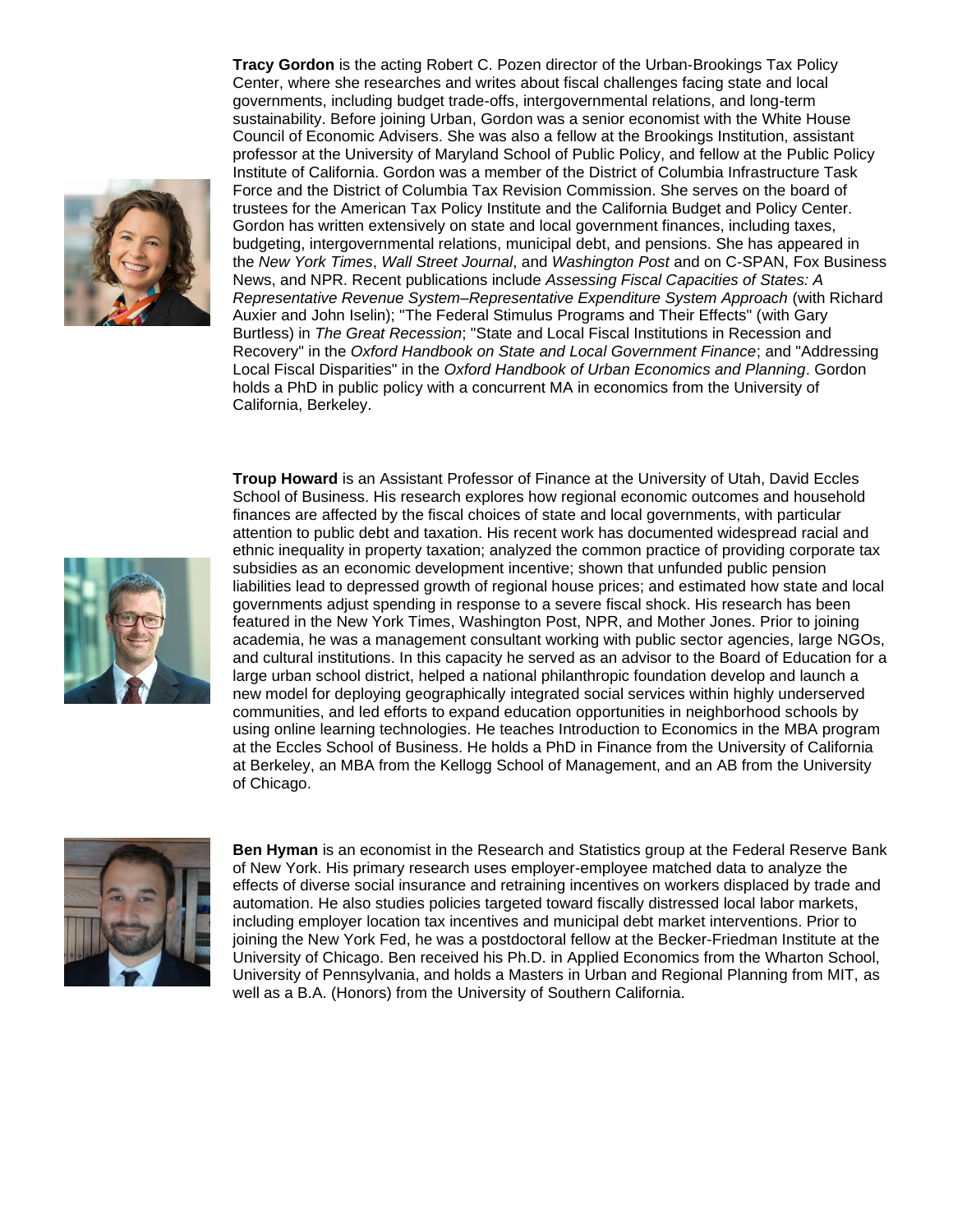**Tracy Gordon** is the acting Robert C. Pozen director of the Urban-Brookings Tax Policy Center, where she researches and writes about fiscal challenges facing state and local governments, including budget trade-offs, intergovernmental relations, and long-term sustainability. Before joining Urban, Gordon was a senior economist with the White House Council of Economic Advisers. She was also a fellow at the Brookings Institution, assistant professor at the University of Maryland School of Public Policy, and fellow at the Public Policy Institute of California. Gordon was a member of the District of Columbia Infrastructure Task Force and the District of Columbia Tax Revision Commission. She serves on the board of trustees for the American Tax Policy Institute and the California Budget and Policy Center. Gordon has written extensively on state and local government finances, including taxes, budgeting, intergovernmental relations, municipal debt, and pensions. She has appeared in the *New York Times*, *Wall Street Journal*, and *Washington Post* and on C-SPAN, Fox Business News, and NPR. Recent publications include *Assessing Fiscal Capacities of States: A Representative Revenue System–Representative Expenditure System Approach* (with Richard Auxier and John Iselin); "The Federal Stimulus Programs and Their Effects" (with Gary Burtless) in *The Great Recession*; "State and Local Fiscal Institutions in Recession and Recovery" in the *Oxford Handbook on State and Local Government Finance*; and "Addressing Local Fiscal Disparities" in the *Oxford Handbook of Urban Economics and Planning*. Gordon holds a PhD in public policy with a concurrent MA in economics from the University of California, Berkeley.

**Troup Howard** is an Assistant Professor of Finance at the University of Utah, David Eccles School of Business. His research explores how regional economic outcomes and household finances are affected by the fiscal choices of state and local governments, with particular attention to public debt and taxation. His recent work has documented widespread racial and ethnic inequality in property taxation; analyzed the common practice of providing corporate tax subsidies as an economic development incentive; shown that unfunded public pension liabilities lead to depressed growth of regional house prices; and estimated how state and local governments adjust spending in response to a severe fiscal shock. His research has been featured in the New York Times, Washington Post, NPR, and Mother Jones. Prior to joining academia, he was a management consultant working with public sector agencies, large NGOs, and cultural institutions. In this capacity he served as an advisor to the Board of Education for a large urban school district, helped a national philanthropic foundation develop and launch a new model for deploying geographically integrated social services within highly underserved communities, and led efforts to expand education opportunities in neighborhood schools by using online learning technologies. He teaches Introduction to Economics in the MBA program at the Eccles School of Business. He holds a PhD in Finance from the University of California at Berkeley, an MBA from the Kellogg School of Management, and an AB from the University of Chicago.

**Ben Hyman** is an economist in the Research and Statistics group at the Federal Reserve Bank of New York. His primary research uses employer-employee matched data to analyze the effects of diverse social insurance and retraining incentives on workers displaced by trade and automation. He also studies policies targeted toward fiscally distressed local labor markets, including employer location tax incentives and municipal debt market interventions. Prior to joining the New York Fed, he was a postdoctoral fellow at the Becker-Friedman Institute at the University of Chicago. Ben received his Ph.D. in Applied Economics from the Wharton School, University of Pennsylvania, and holds a Masters in Urban and Regional Planning from MIT, as well as a B.A. (Honors) from the University of Southern California.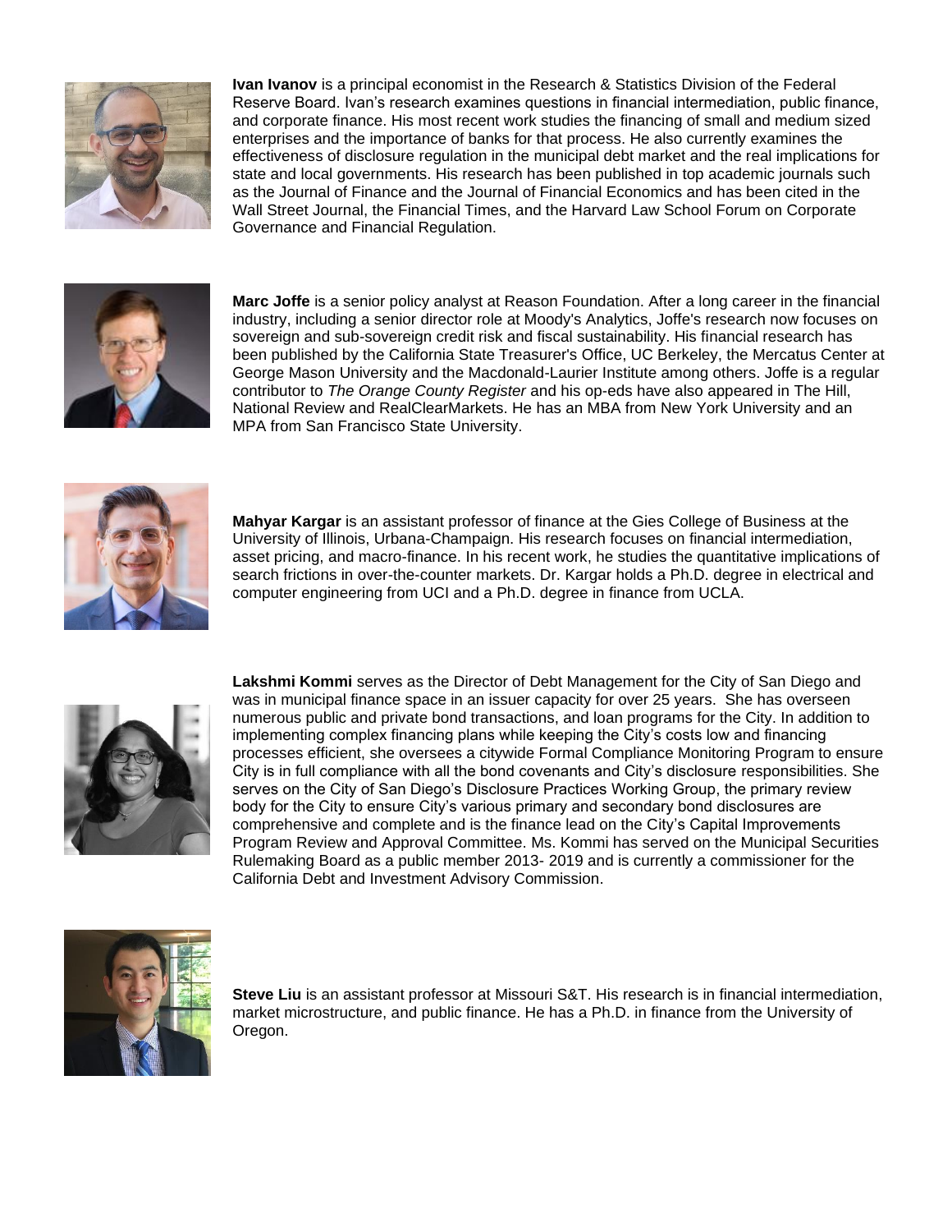**Ivan Ivanov** is a principal economist in the Research & Statistics Division of the Federal Reserve Board. Ivan's research examines questions in financial intermediation, public finance, and corporate finance. His most recent work studies the financing of small and medium sized enterprises and the importance of banks for that process. He also currently examines the effectiveness of disclosure regulation in the municipal debt market and the real implications for state and local governments. His research has been published in top academic journals such as the Journal of Finance and the Journal of Financial Economics and has been cited in the Wall Street Journal, the Financial Times, and the Harvard Law School Forum on Corporate Governance and Financial Regulation.

**Marc Joffe** is a senior policy analyst at Reason Foundation. After a long career in the financial industry, including a senior director role at Moody's Analytics, Joffe's research now focuses on sovereign and sub-sovereign credit risk and fiscal sustainability. His financial research has been published by the California State Treasurer's Office, UC Berkeley, the Mercatus Center at George Mason University and the Macdonald-Laurier Institute among others. Joffe is a regular contributor to *The Orange County Register* and his op-eds have also appeared in The Hill, National Review and RealClearMarkets. He has an MBA from New York University and an MPA from San Francisco State University.

**Mahyar Kargar** is an assistant professor of finance at the Gies College of Business at the University of Illinois, Urbana-Champaign. His research focuses on financial intermediation, asset pricing, and macro-finance. In his recent work, he studies the quantitative implications of search frictions in over-the-counter markets. Dr. Kargar holds a Ph.D. degree in electrical and computer engineering from UCI and a Ph.D. degree in finance from UCLA.

**Lakshmi Kommi** serves as the Director of Debt Management for the City of San Diego and was in municipal finance space in an issuer capacity for over 25 years. She has overseen numerous public and private bond transactions, and loan programs for the City. In addition to implementing complex financing plans while keeping the City's costs low and financing processes efficient, she oversees a citywide Formal Compliance Monitoring Program to ensure City is in full compliance with all the bond covenants and City's disclosure responsibilities. She serves on the City of San Diego's Disclosure Practices Working Group, the primary review body for the City to ensure City's various primary and secondary bond disclosures are comprehensive and complete and is the finance lead on the City's Capital Improvements Program Review and Approval Committee. Ms. Kommi has served on the Municipal Securities Rulemaking Board as a public member 2013- 2019 and is currently a commissioner for the California Debt and Investment Advisory Commission.

**Steve Liu** is an assistant professor at Missouri S&T. His research is in financial intermediation, market microstructure, and public finance. He has a Ph.D. in finance from the University of Oregon.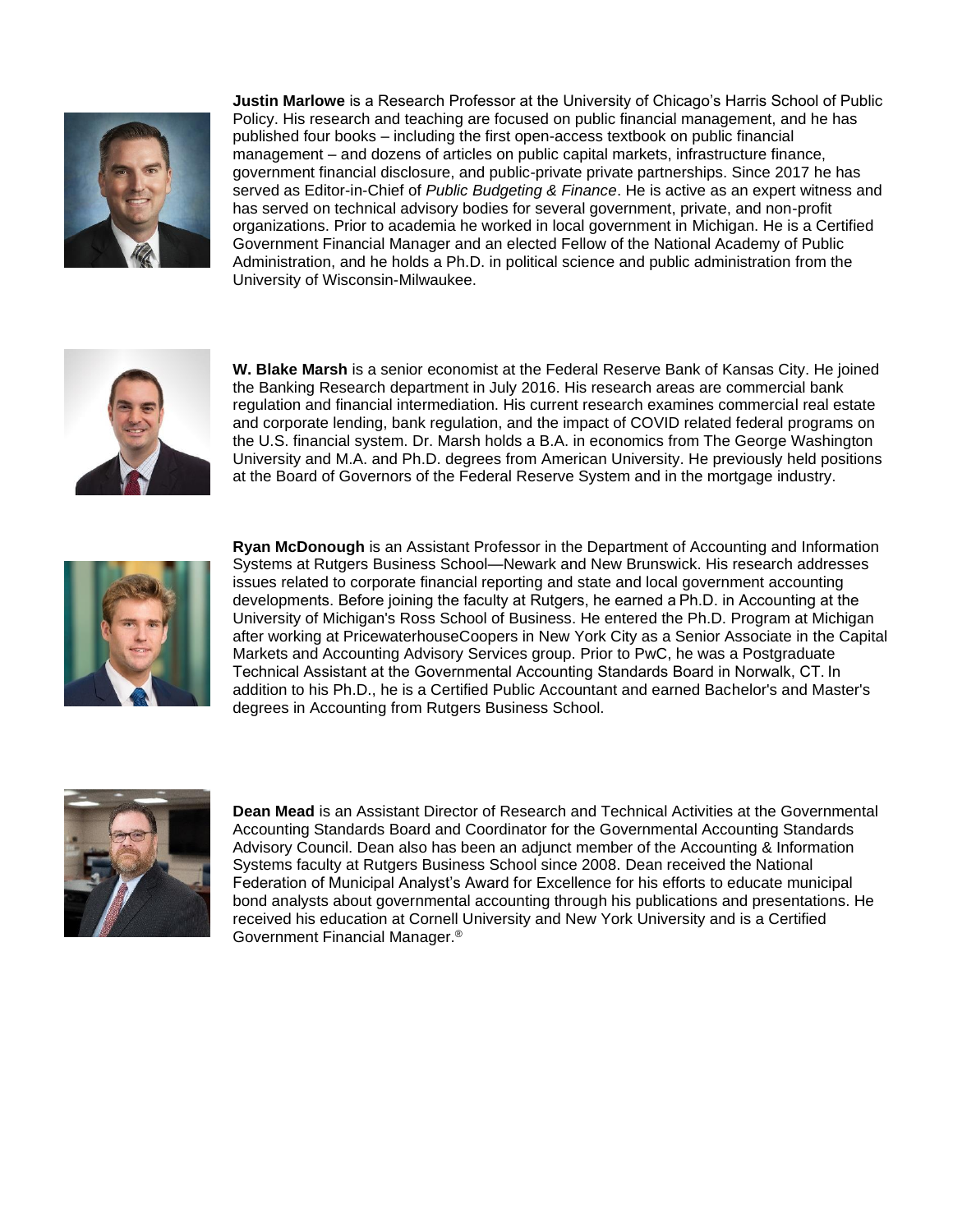**Justin Marlowe** is a Research Professor at the University of Chicago's Harris School of Public Policy. His research and teaching are focused on public financial management, and he has published four books – including the first open-access textbook on public financial management – and dozens of articles on public capital markets, infrastructure finance, government financial disclosure, and public-private private partnerships. Since 2017 he has served as Editor-in-Chief of *Public Budgeting & Finance*. He is active as an expert witness and has served on technical advisory bodies for several government, private, and non-profit organizations. Prior to academia he worked in local government in Michigan. He is a Certified Government Financial Manager and an elected Fellow of the National Academy of Public Administration, and he holds a Ph.D. in political science and public administration from the University of Wisconsin-Milwaukee.

**W. Blake Marsh** is a senior economist at the Federal Reserve Bank of Kansas City. He joined the Banking Research department in July 2016. His research areas are commercial bank regulation and financial intermediation. His current research examines commercial real estate and corporate lending, bank regulation, and the impact of COVID related federal programs on the U.S. financial system. Dr. Marsh holds a B.A. in economics from The George Washington University and M.A. and Ph.D. degrees from American University. He previously held positions at the Board of Governors of the Federal Reserve System and in the mortgage industry.

**Ryan McDonough** is an Assistant Professor in the Department of Accounting and Information Systems at Rutgers Business School—Newark and New Brunswick. His research addresses issues related to corporate financial reporting and state and local government accounting developments. Before joining the faculty at Rutgers, he earned a Ph.D. in Accounting at the University of Michigan's Ross School of Business. He entered the Ph.D. Program at Michigan after working at PricewaterhouseCoopers in New York City as a Senior Associate in the Capital Markets and Accounting Advisory Services group. Prior to PwC, he was a Postgraduate Technical Assistant at the Governmental Accounting Standards Board in Norwalk, CT. In addition to his Ph.D., he is a Certified Public Accountant and earned Bachelor's and Master's degrees in Accounting from Rutgers Business School.

**Dean Mead** is an Assistant Director of Research and Technical Activities at the Governmental Accounting Standards Board and Coordinator for the Governmental Accounting Standards Advisory Council. Dean also has been an adjunct member of the Accounting & Information Systems faculty at Rutgers Business School since 2008. Dean received the National Federation of Municipal Analyst's Award for Excellence for his efforts to educate municipal bond analysts about governmental accounting through his publications and presentations. He received his education at Cornell University and New York University and is a Certified Government Financial Manager.®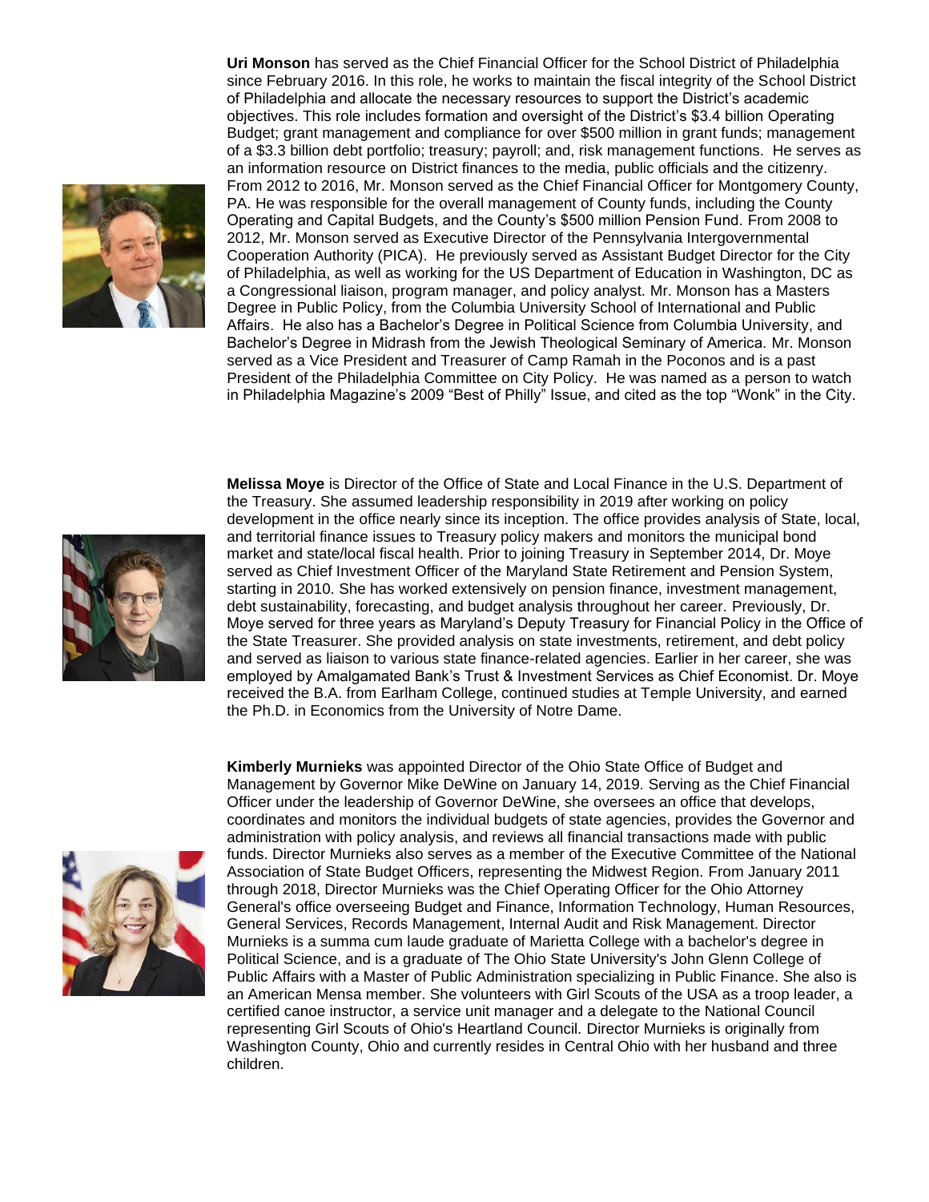**Uri Monson** has served as the Chief Financial Officer for the School District of Philadelphia since February 2016. In this role, he works to maintain the fiscal integrity of the School District of Philadelphia and allocate the necessary resources to support the District's academic objectives. This role includes formation and oversight of the District's $3.4 billion Operating Budget; grant management and compliance for over $500 million in grant funds; management of a $3.3 billion debt portfolio; treasury; payroll; and, risk management functions. He serves as an information resource on District finances to the media, public officials and the citizenry. From 2012 to 2016, Mr. Monson served as the Chief Financial Officer for Montgomery County, PA. He was responsible for the overall management of County funds, including the County Operating and Capital Budgets, and the County's $500 million Pension Fund. From 2008 to 2012, Mr. Monson served as Executive Director of the Pennsylvania Intergovernmental Cooperation Authority (PICA). He previously served as Assistant Budget Director for the City of Philadelphia, as well as working for the US Department of Education in Washington, DC as a Congressional liaison, program manager, and policy analyst. Mr. Monson has a Masters Degree in Public Policy, from the Columbia University School of International and Public Affairs. He also has a Bachelor's Degree in Political Science from Columbia University, and Bachelor's Degree in Midrash from the Jewish Theological Seminary of America. Mr. Monson served as a Vice President and Treasurer of Camp Ramah in the Poconos and is a past President of the Philadelphia Committee on City Policy. He was named as a person to watch in Philadelphia Magazine's 2009 "Best of Philly" Issue, and cited as the top "Wonk" in the City.

**Melissa Moye** is Director of the Office of State and Local Finance in the U.S. Department of the Treasury. She assumed leadership responsibility in 2019 after working on policy development in the office nearly since its inception. The office provides analysis of State, local, and territorial finance issues to Treasury policy makers and monitors the municipal bond market and state/local fiscal health. Prior to joining Treasury in September 2014, Dr. Moye served as Chief Investment Officer of the Maryland State Retirement and Pension System, starting in 2010. She has worked extensively on pension finance, investment management, debt sustainability, forecasting, and budget analysis throughout her career. Previously, Dr. Moye served for three years as Maryland's Deputy Treasury for Financial Policy in the Office of the State Treasurer. She provided analysis on state investments, retirement, and debt policy and served as liaison to various state finance-related agencies. Earlier in her career, she was employed by Amalgamated Bank's Trust & Investment Services as Chief Economist. Dr. Moye received the B.A. from Earlham College, continued studies at Temple University, and earned the Ph.D. in Economics from the University of Notre Dame.

**Kimberly Murnieks** was appointed Director of the Ohio State Office of Budget and Management by Governor Mike DeWine on January 14, 2019. Serving as the Chief Financial Officer under the leadership of Governor DeWine, she oversees an office that develops, coordinates and monitors the individual budgets of state agencies, provides the Governor and administration with policy analysis, and reviews all financial transactions made with public funds. Director Murnieks also serves as a member of the Executive Committee of the National Association of State Budget Officers, representing the Midwest Region. From January 2011 through 2018, Director Murnieks was the Chief Operating Officer for the Ohio Attorney General's office overseeing Budget and Finance, Information Technology, Human Resources, General Services, Records Management, Internal Audit and Risk Management. Director Murnieks is a summa cum laude graduate of Marietta College with a bachelor's degree in Political Science, and is a graduate of The Ohio State University's John Glenn College of Public Affairs with a Master of Public Administration specializing in Public Finance. She also is an American Mensa member. She volunteers with Girl Scouts of the USA as a troop leader, a certified canoe instructor, a service unit manager and a delegate to the National Council representing Girl Scouts of Ohio's Heartland Council. Director Murnieks is originally from Washington County, Ohio and currently resides in Central Ohio with her husband and three children.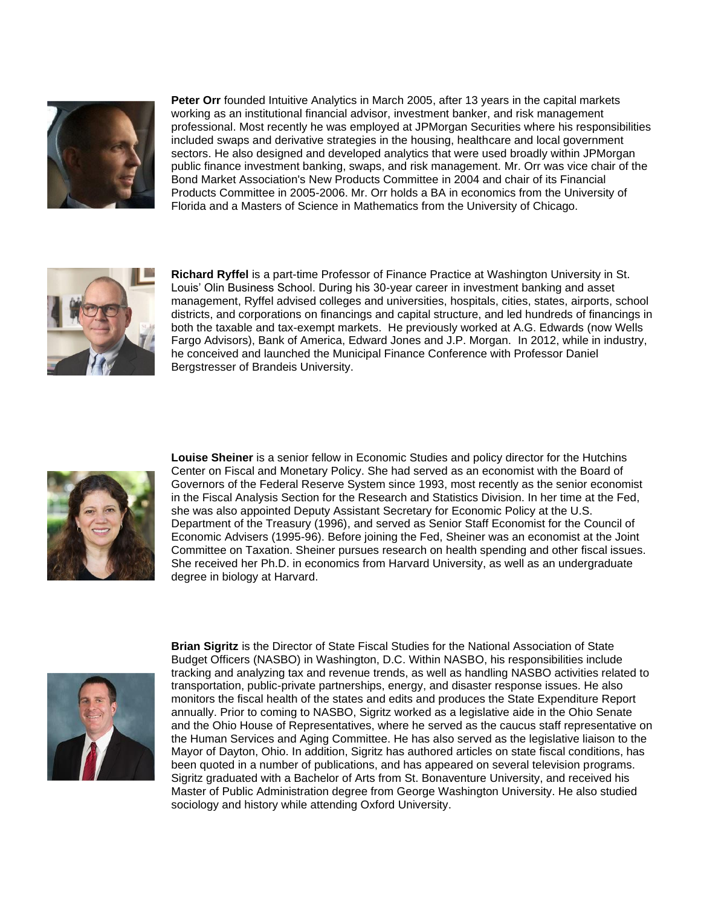**Peter Orr** founded Intuitive Analytics in March 2005, after 13 years in the capital markets working as an institutional financial advisor, investment banker, and risk management professional. Most recently he was employed at JPMorgan Securities where his responsibilities included swaps and derivative strategies in the housing, healthcare and local government sectors. He also designed and developed analytics that were used broadly within JPMorgan public finance investment banking, swaps, and risk management. Mr. Orr was vice chair of the Bond Market Association's New Products Committee in 2004 and chair of its Financial Products Committee in 2005-2006. Mr. Orr holds a BA in economics from the University of Florida and a Masters of Science in Mathematics from the University of Chicago.

**Richard Ryffel** is a part-time Professor of Finance Practice at Washington University in St. Louis' Olin Business School. During his 30-year career in investment banking and asset management, Ryffel advised colleges and universities, hospitals, cities, states, airports, school districts, and corporations on financings and capital structure, and led hundreds of financings in both the taxable and tax-exempt markets. He previously worked at A.G. Edwards (now Wells Fargo Advisors), Bank of America, Edward Jones and J.P. Morgan. In 2012, while in industry, he conceived and launched the Municipal Finance Conference with Professor Daniel Bergstresser of Brandeis University.

**Louise Sheiner** is a senior fellow in Economic Studies and policy director for the Hutchins Center on Fiscal and Monetary Policy. She had served as an economist with the Board of Governors of the Federal Reserve System since 1993, most recently as the senior economist in the Fiscal Analysis Section for the Research and Statistics Division. In her time at the Fed, she was also appointed Deputy Assistant Secretary for Economic Policy at the U.S. Department of the Treasury (1996), and served as Senior Staff Economist for the Council of Economic Advisers (1995-96). Before joining the Fed, Sheiner was an economist at the Joint Committee on Taxation. Sheiner pursues research on health spending and other fiscal issues. She received her Ph.D. in economics from Harvard University, as well as an undergraduate degree in biology at Harvard.

**Brian Sigritz** is the Director of State Fiscal Studies for the National Association of State Budget Officers (NASBO) in Washington, D.C. Within NASBO, his responsibilities include tracking and analyzing tax and revenue trends, as well as handling NASBO activities related to transportation, public-private partnerships, energy, and disaster response issues. He also monitors the fiscal health of the states and edits and produces the State Expenditure Report annually. Prior to coming to NASBO, Sigritz worked as a legislative aide in the Ohio Senate and the Ohio House of Representatives, where he served as the caucus staff representative on the Human Services and Aging Committee. He has also served as the legislative liaison to the Mayor of Dayton, Ohio. In addition, Sigritz has authored articles on state fiscal conditions, has been quoted in a number of publications, and has appeared on several television programs. Sigritz graduated with a Bachelor of Arts from St. Bonaventure University, and received his Master of Public Administration degree from George Washington University. He also studied sociology and history while attending Oxford University.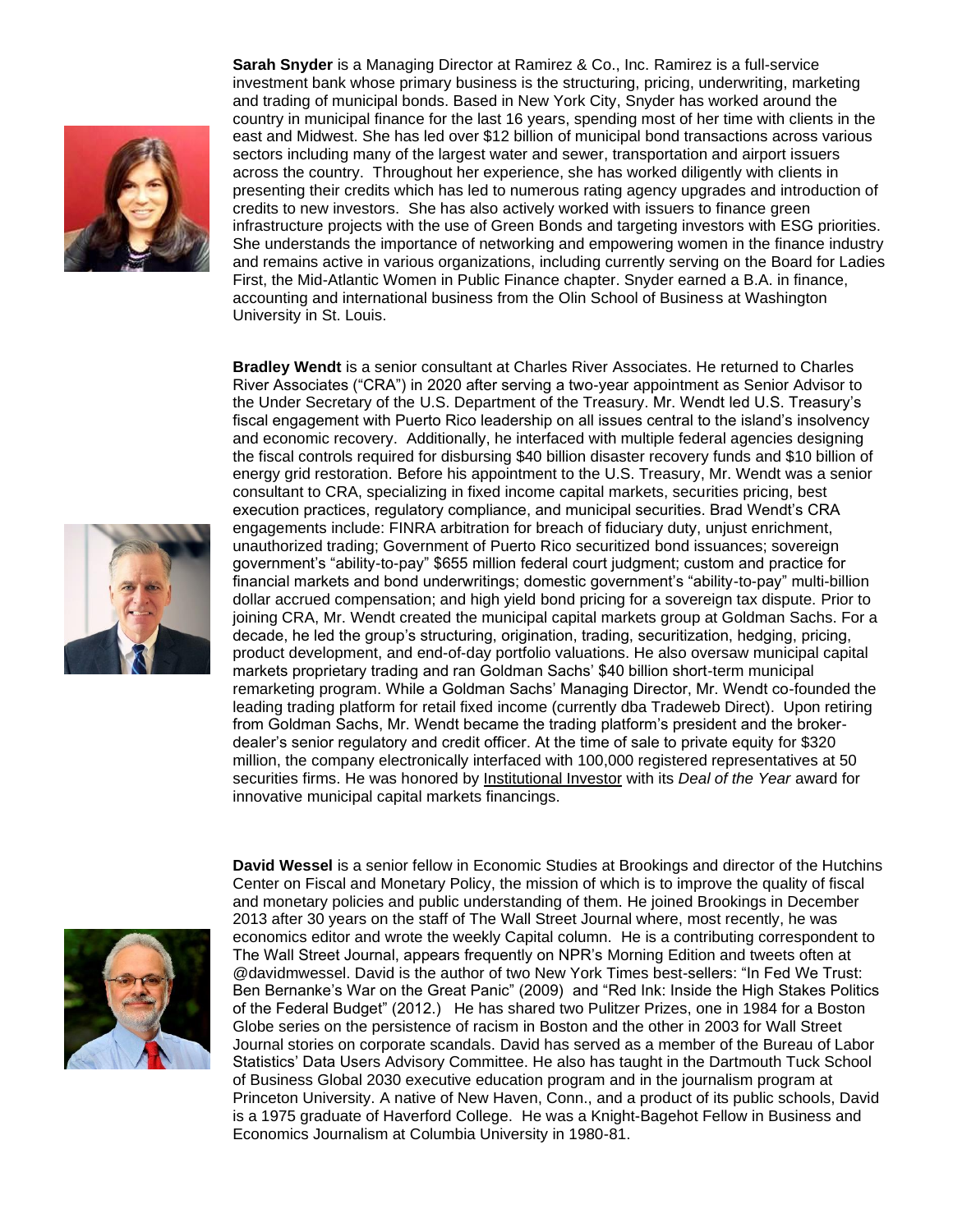**Sarah Snyder** is a Managing Director at Ramirez & Co., Inc. Ramirez is a full-service investment bank whose primary business is the structuring, pricing, underwriting, marketing and trading of municipal bonds. Based in New York City, Snyder has worked around the country in municipal finance for the last 16 years, spending most of her time with clients in the east and Midwest. She has led over $12 billion of municipal bond transactions across various sectors including many of the largest water and sewer, transportation and airport issuers across the country. Throughout her experience, she has worked diligently with clients in presenting their credits which has led to numerous rating agency upgrades and introduction of credits to new investors. She has also actively worked with issuers to finance green infrastructure projects with the use of Green Bonds and targeting investors with ESG priorities. She understands the importance of networking and empowering women in the finance industry and remains active in various organizations, including currently serving on the Board for Ladies First, the Mid-Atlantic Women in Public Finance chapter. Snyder earned a B.A. in finance, accounting and international business from the Olin School of Business at Washington University in St. Louis.

**Bradley Wendt** is a senior consultant at Charles River Associates. He returned to Charles River Associates ("CRA") in 2020 after serving a two-year appointment as Senior Advisor to the Under Secretary of the U.S. Department of the Treasury. Mr. Wendt led U.S. Treasury's fiscal engagement with Puerto Rico leadership on all issues central to the island's insolvency and economic recovery. Additionally, he interfaced with multiple federal agencies designing the fiscal controls required for disbursing $40 billion disaster recovery funds and $10 billion of energy grid restoration. Before his appointment to the U.S. Treasury, Mr. Wendt was a senior consultant to CRA, specializing in fixed income capital markets, securities pricing, best execution practices, regulatory compliance, and municipal securities. Brad Wendt's CRA engagements include: FINRA arbitration for breach of fiduciary duty, unjust enrichment, unauthorized trading; Government of Puerto Rico securitized bond issuances; sovereign government's "ability-to-pay" $655 million federal court judgment; custom and practice for financial markets and bond underwritings; domestic government's "ability-to-pay" multi-billion dollar accrued compensation; and high yield bond pricing for a sovereign tax dispute. Prior to joining CRA, Mr. Wendt created the municipal capital markets group at Goldman Sachs. For a decade, he led the group's structuring, origination, trading, securitization, hedging, pricing, product development, and end-of-day portfolio valuations. He also oversaw municipal capital markets proprietary trading and ran Goldman Sachs' $40 billion short-term municipal remarketing program. While a Goldman Sachs' Managing Director, Mr. Wendt co-founded the leading trading platform for retail fixed income (currently dba Tradeweb Direct). Upon retiring from Goldman Sachs, Mr. Wendt became the trading platform's president and the broker-dealer's senior regulatory and credit officer. At the time of sale to private equity for $320 million, the company electronically interfaced with 100,000 registered representatives at 50 securities firms. He was honored by Institutional Investor with its *Deal of the Year* award for innovative municipal capital markets financings.

**David Wessel** is a senior fellow in Economic Studies at Brookings and director of the Hutchins Center on Fiscal and Monetary Policy, the mission of which is to improve the quality of fiscal and monetary policies and public understanding of them. He joined Brookings in December 2013 after 30 years on the staff of The Wall Street Journal where, most recently, he was economics editor and wrote the weekly Capital column. He is a contributing correspondent to The Wall Street Journal, appears frequently on NPR's Morning Edition and tweets often at @davidmwessel. David is the author of two New York Times best-sellers: "In Fed We Trust: Ben Bernanke's War on the Great Panic" (2009) and "Red Ink: Inside the High Stakes Politics of the Federal Budget" (2012.) He has shared two Pulitzer Prizes, one in 1984 for a Boston Globe series on the persistence of racism in Boston and the other in 2003 for Wall Street Journal stories on corporate scandals. David has served as a member of the Bureau of Labor Statistics' Data Users Advisory Committee. He also has taught in the Dartmouth Tuck School of Business Global 2030 executive education program and in the journalism program at Princeton University. A native of New Haven, Conn., and a product of its public schools, David is a 1975 graduate of Haverford College. He was a Knight-Bagehot Fellow in Business and Economics Journalism at Columbia University in 1980-81.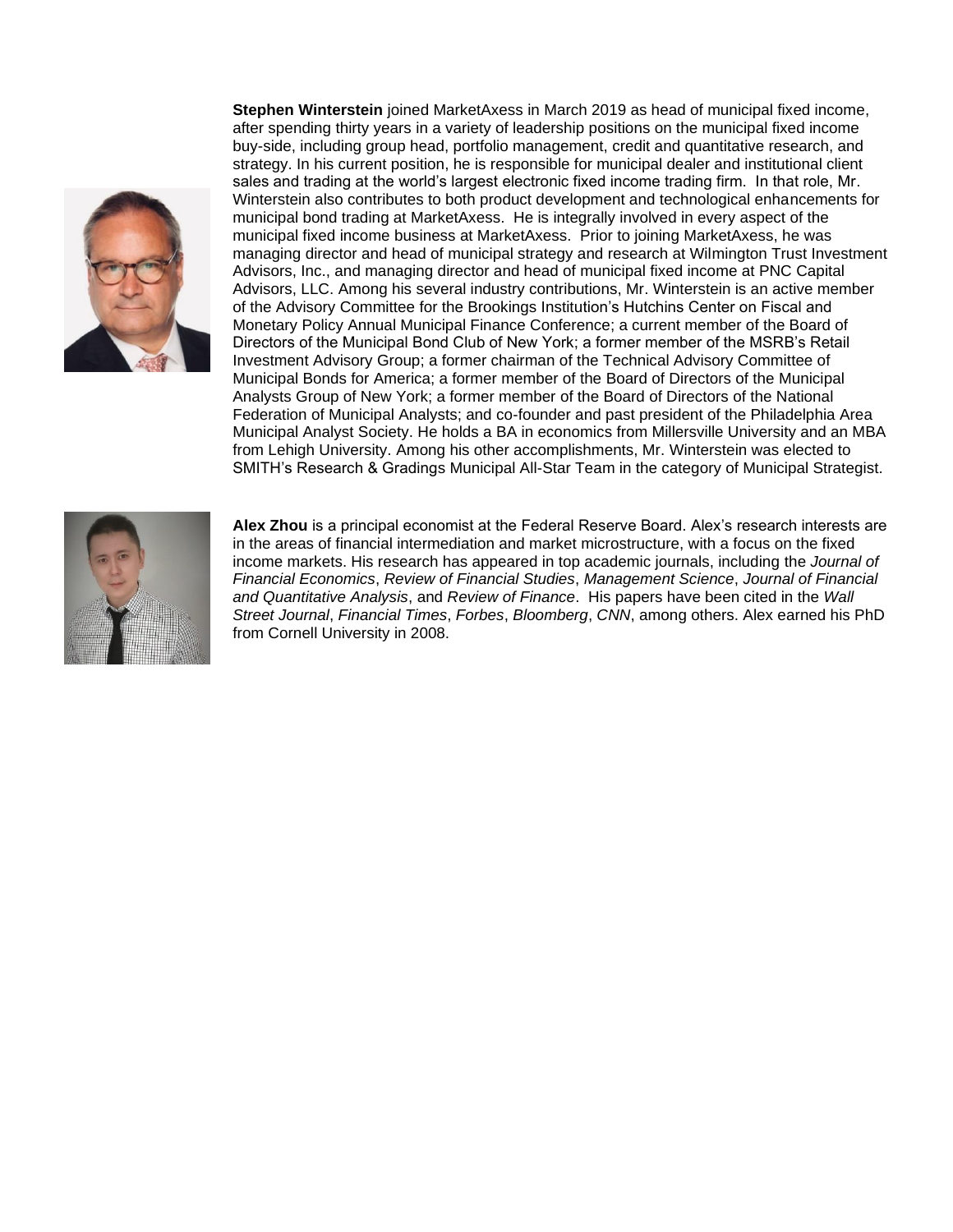**Stephen Winterstein** joined MarketAxess in March 2019 as head of municipal fixed income, after spending thirty years in a variety of leadership positions on the municipal fixed income buy-side, including group head, portfolio management, credit and quantitative research, and strategy. In his current position, he is responsible for municipal dealer and institutional client sales and trading at the world's largest electronic fixed income trading firm. In that role, Mr. Winterstein also contributes to both product development and technological enhancements for municipal bond trading at MarketAxess. He is integrally involved in every aspect of the municipal fixed income business at MarketAxess. Prior to joining MarketAxess, he was managing director and head of municipal strategy and research at Wilmington Trust Investment Advisors, Inc., and managing director and head of municipal fixed income at PNC Capital Advisors, LLC. Among his several industry contributions, Mr. Winterstein is an active member of the Advisory Committee for the Brookings Institution's Hutchins Center on Fiscal and Monetary Policy Annual Municipal Finance Conference; a current member of the Board of Directors of the Municipal Bond Club of New York; a former member of the MSRB's Retail Investment Advisory Group; a former chairman of the Technical Advisory Committee of Municipal Bonds for America; a former member of the Board of Directors of the Municipal Analysts Group of New York; a former member of the Board of Directors of the National Federation of Municipal Analysts; and co-founder and past president of the Philadelphia Area Municipal Analyst Society. He holds a BA in economics from Millersville University and an MBA from Lehigh University. Among his other accomplishments, Mr. Winterstein was elected to SMITH's Research & Gradings Municipal All-Star Team in the category of Municipal Strategist.

**Alex Zhou** is a principal economist at the Federal Reserve Board. Alex's research interests are in the areas of financial intermediation and market microstructure, with a focus on the fixed income markets. His research has appeared in top academic journals, including the *Journal of Financial Economics*, *Review of Financial Studies*, *Management Science*, *Journal of Financial and Quantitative Analysis*, and *Review of Finance*. His papers have been cited in the *Wall Street Journal*, *Financial Times*, *Forbes*, *Bloomberg*, *CNN*, among others. Alex earned his PhD from Cornell University in 2008.